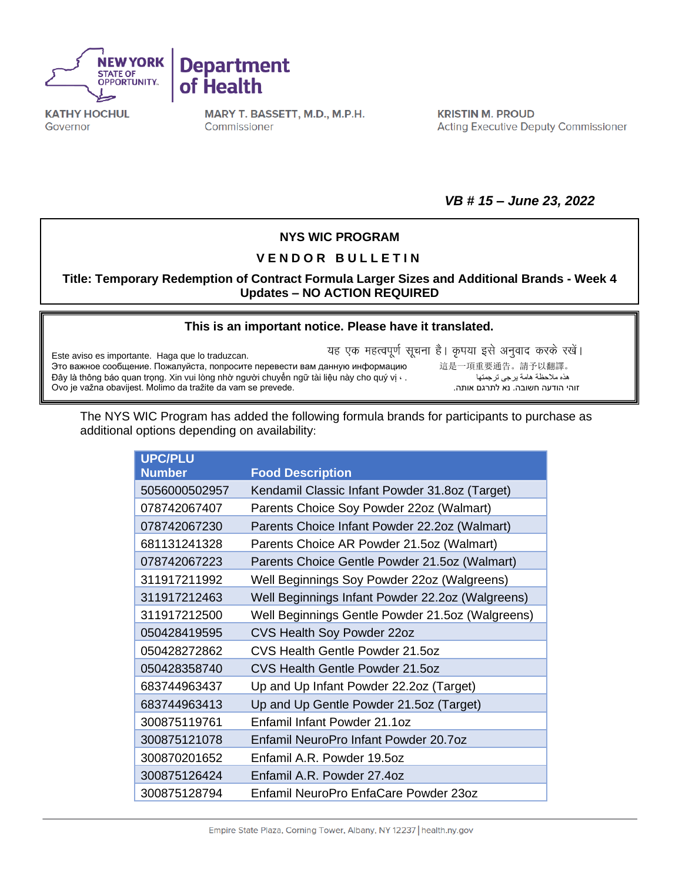NEW YORK STATE OF OPPORTUNITY. | Department of Health

**KATHY HOCHUL**
Governor

**MARY T. BASSETT, M.D., M.P.H.**
Commissioner

**KRISTIN M. PROUD**
Acting Executive Deputy Commissioner

***VB # 15 – June 23, 2022***

**NYS WIC PROGRAM**

**V E N D O R   B U L L E T I N**

**Title: Temporary Redemption of Contract Formula Larger Sizes and Additional Brands - Week 4 Updates – NO ACTION REQUIRED**

**This is an important notice. Please have it translated.**

Este aviso es importante. Haga que lo traduzcan.
Это важное сообщение. Пожалуйста, попросите перевести вам данную информацию
Đây là thông báo quan trọng. Xin vui lòng nhờ người chuyển ngữ tài liệu này cho quý vị.
Ovo je važna obavijest. Molimo da tražite da vam se prevede.

यह एक महत्वपूर्ण सूचना है। कृपया इसे अनुवाद करके रखें।
這是一項重要通告。請予以翻譯。
هذه ملاحظة هامة يرجى ترجمتها
זוהי הודעה חשובה. נא לתרגם אותה.

The NYS WIC Program has added the following formula brands for participants to purchase as additional options depending on availability:

| UPC/PLU Number | Food Description |
|---|---|
| 5056000502957 | Kendamil Classic Infant Powder 31.8oz (Target) |
| 078742067407 | Parents Choice Soy Powder 22oz (Walmart) |
| 078742067230 | Parents Choice Infant Powder 22.2oz (Walmart) |
| 681131241328 | Parents Choice AR Powder 21.5oz (Walmart) |
| 078742067223 | Parents Choice Gentle Powder 21.5oz (Walmart) |
| 311917211992 | Well Beginnings Soy Powder 22oz (Walgreens) |
| 311917212463 | Well Beginnings Infant Powder 22.2oz (Walgreens) |
| 311917212500 | Well Beginnings Gentle Powder 21.5oz (Walgreens) |
| 050428419595 | CVS Health Soy Powder 22oz |
| 050428272862 | CVS Health Gentle Powder 21.5oz |
| 050428358740 | CVS Health Gentle Powder 21.5oz |
| 683744963437 | Up and Up Infant Powder 22.2oz (Target) |
| 683744963413 | Up and Up Gentle Powder 21.5oz (Target) |
| 300875119761 | Enfamil Infant Powder 21.1oz |
| 300875121078 | Enfamil NeuroPro Infant Powder 20.7oz |
| 300870201652 | Enfamil A.R. Powder 19.5oz |
| 300875126424 | Enfamil A.R. Powder 27.4oz |
| 300875128794 | Enfamil NeuroPro EnfaCare Powder 23oz |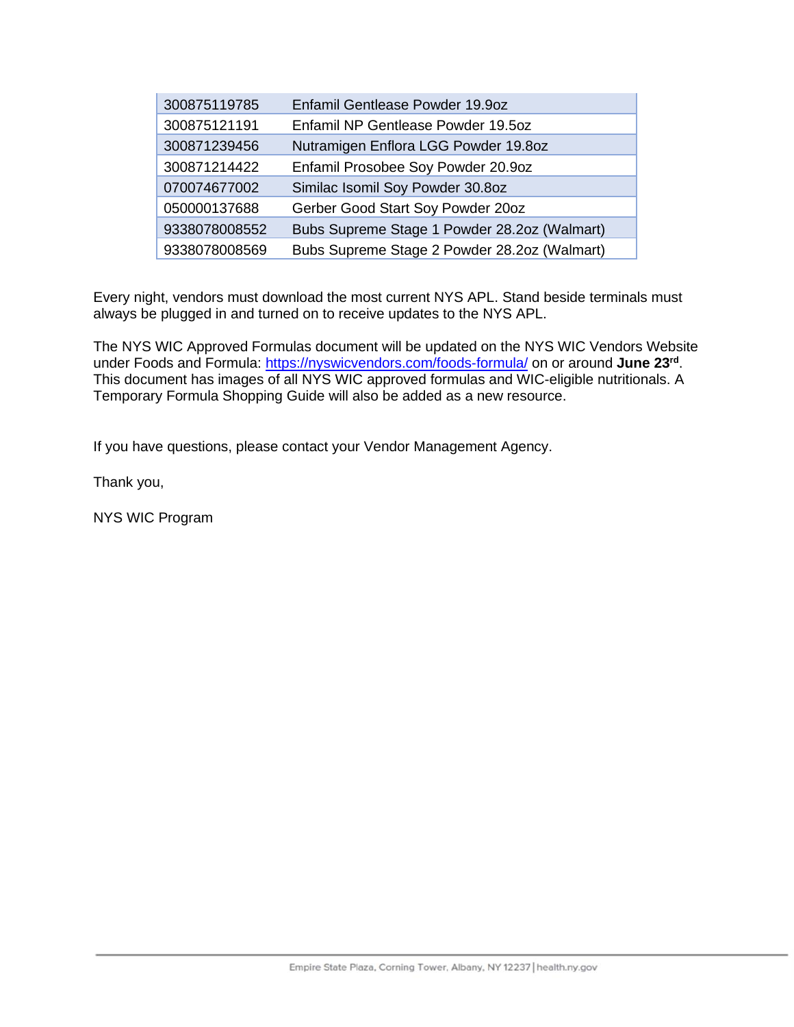| | |
|---|---|
| 300875119785 | Enfamil Gentlease Powder 19.9oz |
| 300875121191 | Enfamil NP Gentlease Powder 19.5oz |
| 300871239456 | Nutramigen Enflora LGG Powder 19.8oz |
| 300871214422 | Enfamil Prosobee Soy Powder 20.9oz |
| 070074677002 | Similac Isomil Soy Powder 30.8oz |
| 050000137688 | Gerber Good Start Soy Powder 20oz |
| 9338078008552 | Bubs Supreme Stage 1 Powder 28.2oz (Walmart) |
| 9338078008569 | Bubs Supreme Stage 2 Powder 28.2oz (Walmart) |

Every night, vendors must download the most current NYS APL. Stand beside terminals must always be plugged in and turned on to receive updates to the NYS APL.

The NYS WIC Approved Formulas document will be updated on the NYS WIC Vendors Website under Foods and Formula: https://nyswicvendors.com/foods-formula/ on or around **June 23rd**. This document has images of all NYS WIC approved formulas and WIC-eligible nutritionals. A Temporary Formula Shopping Guide will also be added as a new resource.

If you have questions, please contact your Vendor Management Agency.

Thank you,

NYS WIC Program